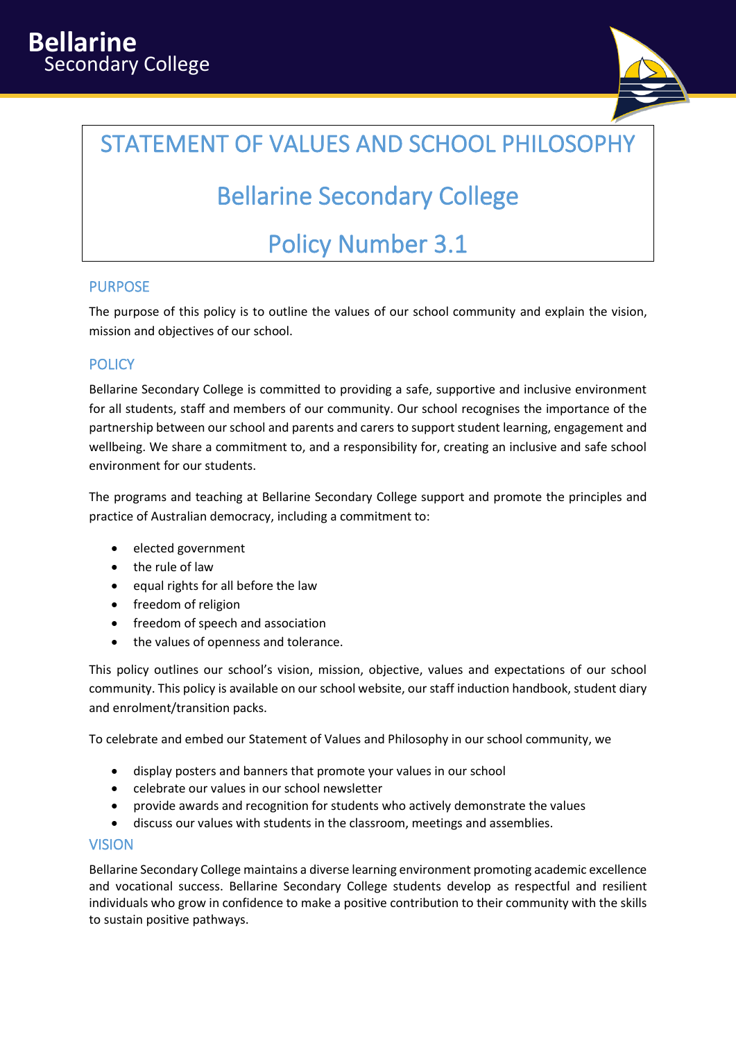# STATEMENT OF VALUES AND SCHOOL PHILOSOPHY

# Bellarine Secondary College

# Policy Number 3.1

## PURPOSE

The purpose of this policy is to outline the values of our school community and explain the vision, mission and objectives of our school.

## POLICY

Bellarine Secondary College is committed to providing a safe, supportive and inclusive environment for all students, staff and members of our community. Our school recognises the importance of the partnership between our school and parents and carers to support student learning, engagement and wellbeing. We share a commitment to, and a responsibility for, creating an inclusive and safe school environment for our students.

The programs and teaching at Bellarine Secondary College support and promote the principles and practice of Australian democracy, including a commitment to:

- elected government
- the rule of law
- equal rights for all before the law
- freedom of religion
- freedom of speech and association
- the values of openness and tolerance.

This policy outlines our school's vision, mission, objective, values and expectations of our school community. This policy is available on our school website, our staff induction handbook, student diary and enrolment/transition packs.

To celebrate and embed our Statement of Values and Philosophy in our school community, we

- display posters and banners that promote your values in our school
- celebrate our values in our school newsletter
- provide awards and recognition for students who actively demonstrate the values
- discuss our values with students in the classroom, meetings and assemblies.

## VISION

Bellarine Secondary College maintains a diverse learning environment promoting academic excellence and vocational success. Bellarine Secondary College students develop as respectful and resilient individuals who grow in confidence to make a positive contribution to their community with the skills to sustain positive pathways.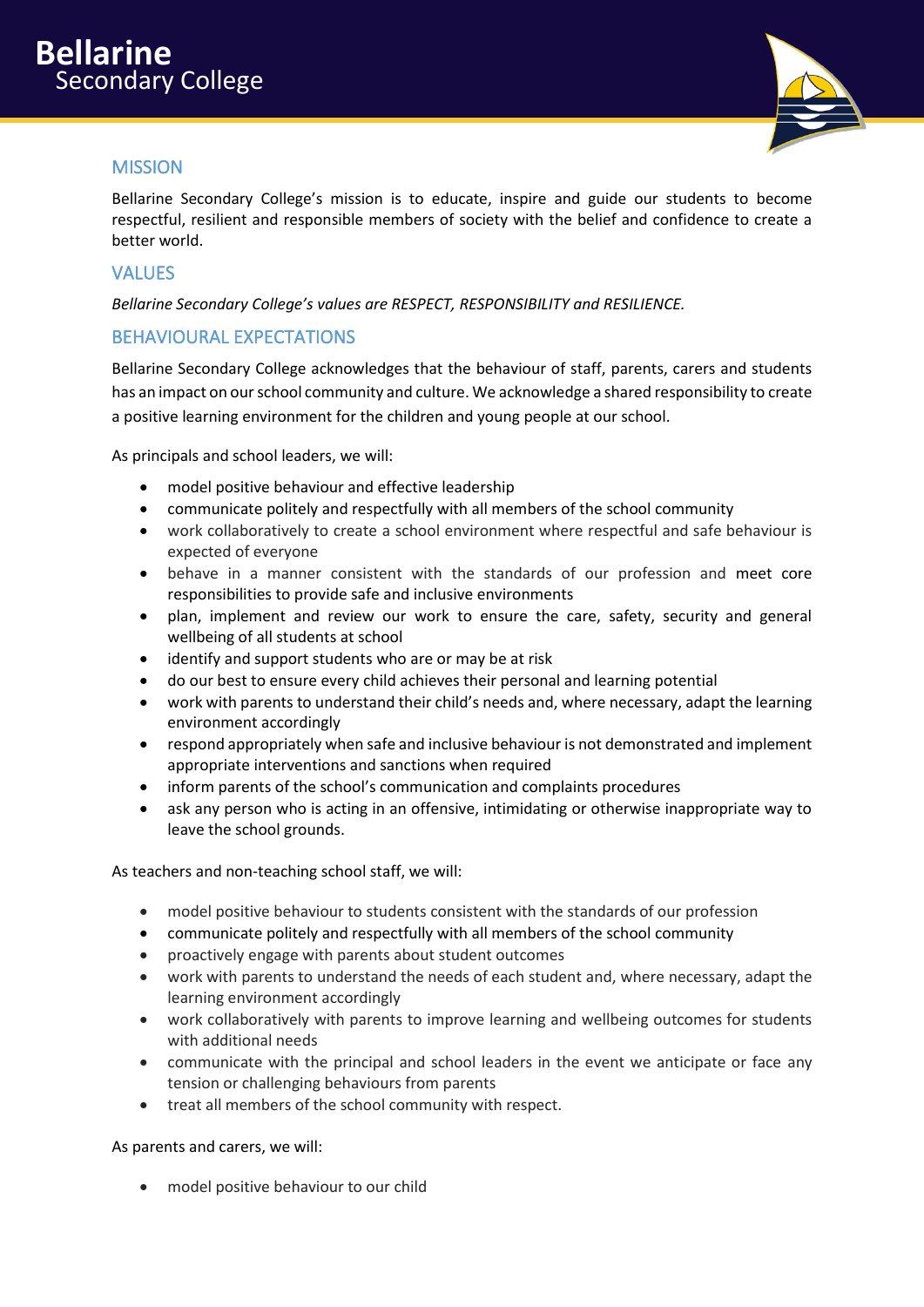## MISSION

Bellarine Secondary College's mission is to educate, inspire and guide our students to become respectful, resilient and responsible members of society with the belief and confidence to create a better world.

## VALUES

*Bellarine Secondary College's values are RESPECT, RESPONSIBILITY and RESILIENCE.*

## BEHAVIOURAL EXPECTATIONS

Bellarine Secondary College acknowledges that the behaviour of staff, parents, carers and students has an impact on our school community and culture. We acknowledge a shared responsibility to create a positive learning environment for the children and young people at our school.

As principals and school leaders, we will:

- model positive behaviour and effective leadership
- communicate politely and respectfully with all members of the school community
- work collaboratively to create a school environment where respectful and safe behaviour is expected of everyone
- behave in a manner consistent with the standards of our profession and meet core responsibilities to provide safe and inclusive environments
- plan, implement and review our work to ensure the care, safety, security and general wellbeing of all students at school
- identify and support students who are or may be at risk
- do our best to ensure every child achieves their personal and learning potential
- work with parents to understand their child's needs and, where necessary, adapt the learning environment accordingly
- respond appropriately when safe and inclusive behaviour is not demonstrated and implement appropriate interventions and sanctions when required
- inform parents of the school's communication and complaints procedures
- ask any person who is acting in an offensive, intimidating or otherwise inappropriate way to leave the school grounds.

As teachers and non-teaching school staff, we will:

- model positive behaviour to students consistent with the standards of our profession
- communicate politely and respectfully with all members of the school community
- proactively engage with parents about student outcomes
- work with parents to understand the needs of each student and, where necessary, adapt the learning environment accordingly
- work collaboratively with parents to improve learning and wellbeing outcomes for students with additional needs
- communicate with the principal and school leaders in the event we anticipate or face any tension or challenging behaviours from parents
- treat all members of the school community with respect.

As parents and carers, we will:

- model positive behaviour to our child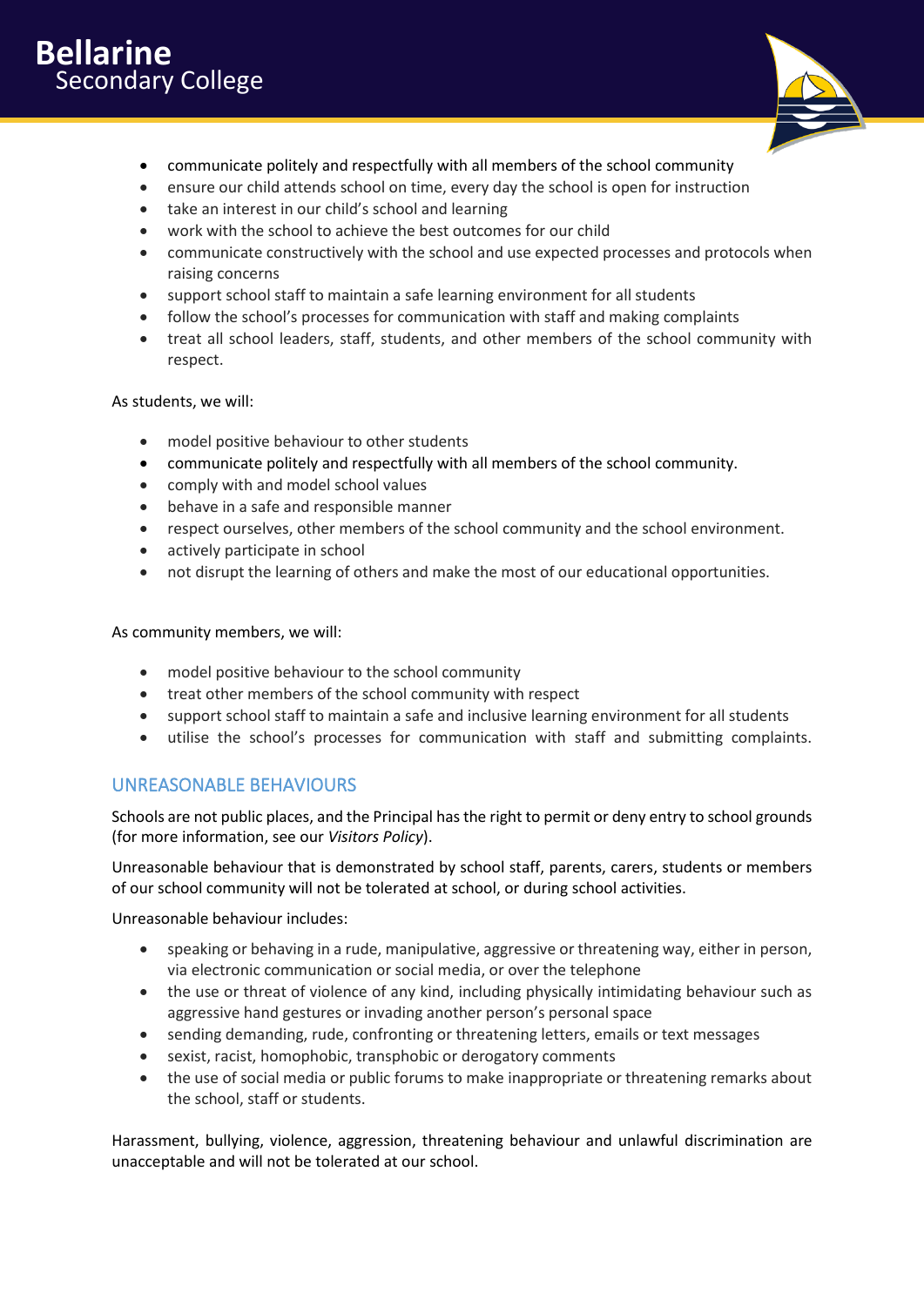- communicate politely and respectfully with all members of the school community
- ensure our child attends school on time, every day the school is open for instruction
- take an interest in our child's school and learning
- work with the school to achieve the best outcomes for our child
- communicate constructively with the school and use expected processes and protocols when raising concerns
- support school staff to maintain a safe learning environment for all students
- follow the school's processes for communication with staff and making complaints
- treat all school leaders, staff, students, and other members of the school community with respect.

As students, we will:

- model positive behaviour to other students
- communicate politely and respectfully with all members of the school community.
- comply with and model school values
- behave in a safe and responsible manner
- respect ourselves, other members of the school community and the school environment.
- actively participate in school
- not disrupt the learning of others and make the most of our educational opportunities.

As community members, we will:

- model positive behaviour to the school community
- treat other members of the school community with respect
- support school staff to maintain a safe and inclusive learning environment for all students
- utilise the school's processes for communication with staff and submitting complaints.

## UNREASONABLE BEHAVIOURS

Schools are not public places, and the Principal has the right to permit or deny entry to school grounds (for more information, see our *Visitors Policy*).

Unreasonable behaviour that is demonstrated by school staff, parents, carers, students or members of our school community will not be tolerated at school, or during school activities.

Unreasonable behaviour includes:

- speaking or behaving in a rude, manipulative, aggressive or threatening way, either in person, via electronic communication or social media, or over the telephone
- the use or threat of violence of any kind, including physically intimidating behaviour such as aggressive hand gestures or invading another person's personal space
- sending demanding, rude, confronting or threatening letters, emails or text messages
- sexist, racist, homophobic, transphobic or derogatory comments
- the use of social media or public forums to make inappropriate or threatening remarks about the school, staff or students.

Harassment, bullying, violence, aggression, threatening behaviour and unlawful discrimination are unacceptable and will not be tolerated at our school.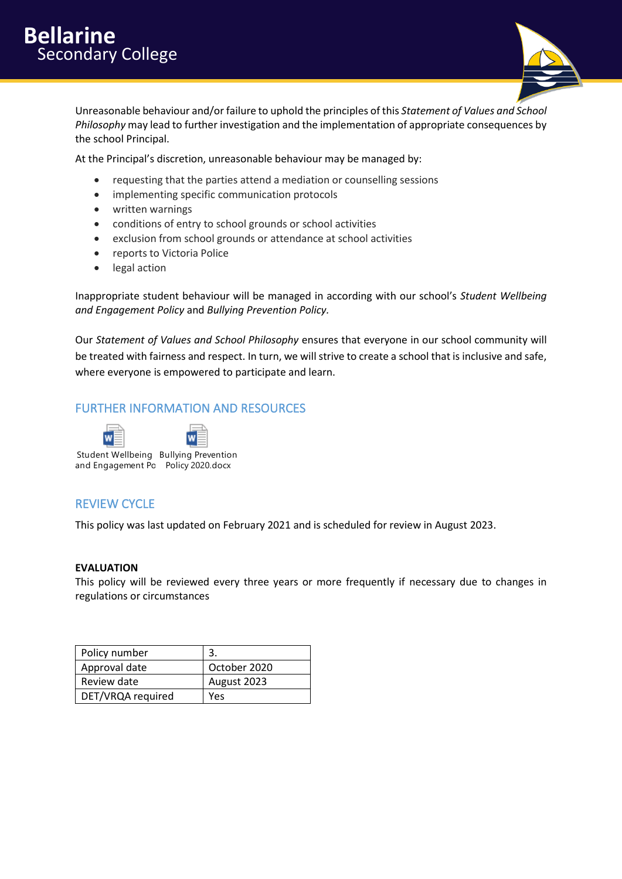Unreasonable behaviour and/or failure to uphold the principles of this *Statement of Values and School Philosophy* may lead to further investigation and the implementation of appropriate consequences by the school Principal.

At the Principal's discretion, unreasonable behaviour may be managed by:

- requesting that the parties attend a mediation or counselling sessions
- implementing specific communication protocols
- written warnings
- conditions of entry to school grounds or school activities
- exclusion from school grounds or attendance at school activities
- reports to Victoria Police
- legal action

Inappropriate student behaviour will be managed in according with our school's *Student Wellbeing and Engagement Policy* and *Bullying Prevention Policy.*

Our *Statement of Values and School Philosophy* ensures that everyone in our school community will be treated with fairness and respect. In turn, we will strive to create a school that is inclusive and safe, where everyone is empowered to participate and learn.

## FURTHER INFORMATION AND RESOURCES

Student Wellbeing and Engagement Po

Bullying Prevention Policy 2020.docx

## REVIEW CYCLE

This policy was last updated on February 2021 and is scheduled for review in August 2023.

**EVALUATION**

This policy will be reviewed every three years or more frequently if necessary due to changes in regulations or circumstances

| | |
|---|---|
| Policy number | 3. |
| Approval date | October 2020 |
| Review date | August 2023 |
| DET/VRQA required | Yes |